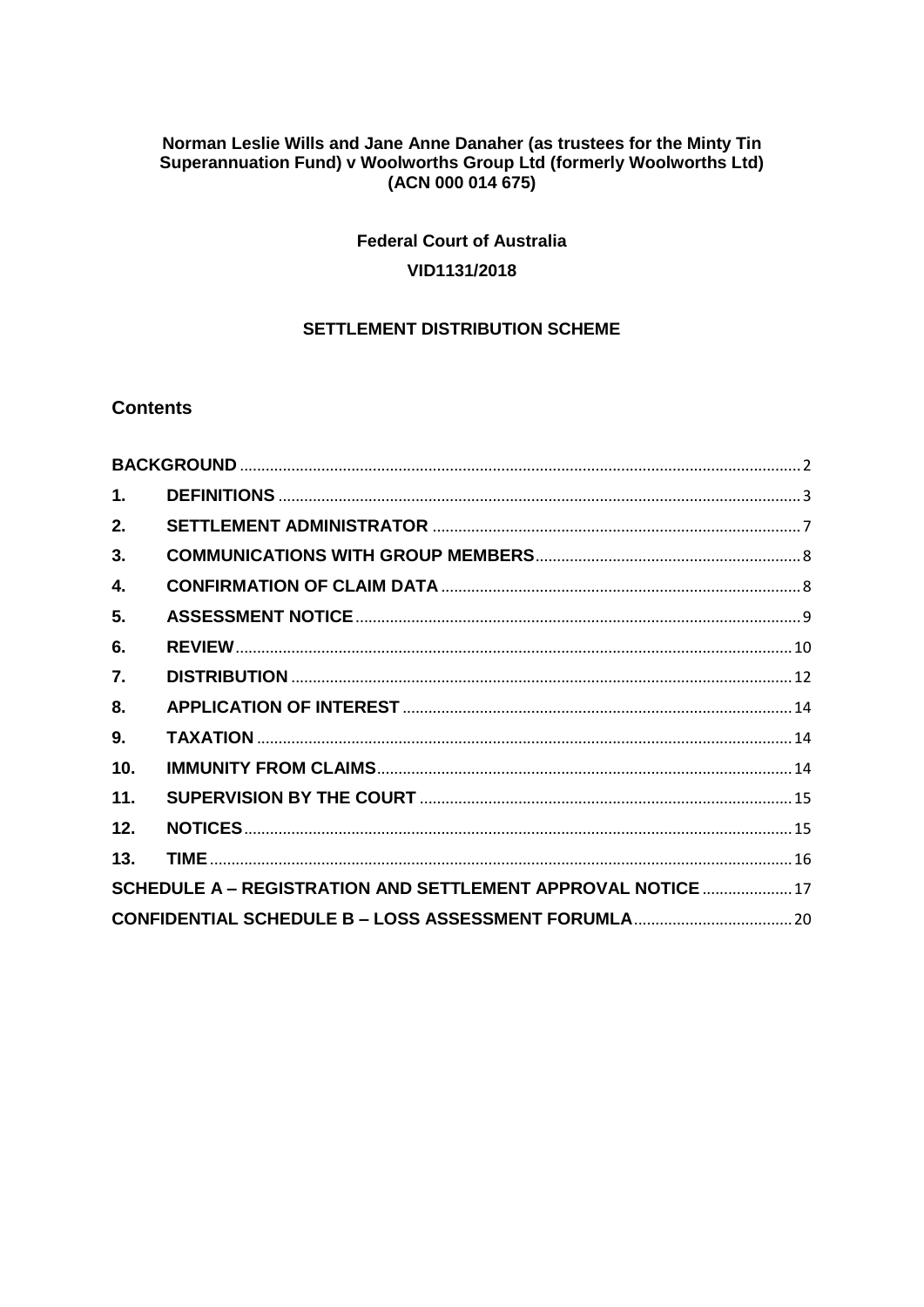**Norman Leslie Wills and Jane Anne Danaher (as trustees for the Minty Tin Superannuation Fund) v Woolworths Group Ltd (formerly Woolworths Ltd) (ACN 000 014 675)**

**Federal Court of Australia**

**VID1131/2018**

**SETTLEMENT DISTRIBUTION SCHEME**

## Contents

| | | |
|---|---|---|
| **BACKGROUND** | | 2 |
| **1.** | **DEFINITIONS** | 3 |
| **2.** | **SETTLEMENT ADMINISTRATOR** | 7 |
| **3.** | **COMMUNICATIONS WITH GROUP MEMBERS** | 8 |
| **4.** | **CONFIRMATION OF CLAIM DATA** | 8 |
| **5.** | **ASSESSMENT NOTICE** | 9 |
| **6.** | **REVIEW** | 10 |
| **7.** | **DISTRIBUTION** | 12 |
| **8.** | **APPLICATION OF INTEREST** | 14 |
| **9.** | **TAXATION** | 14 |
| **10.** | **IMMUNITY FROM CLAIMS** | 14 |
| **11.** | **SUPERVISION BY THE COURT** | 15 |
| **12.** | **NOTICES** | 15 |
| **13.** | **TIME** | 16 |
| **SCHEDULE A – REGISTRATION AND SETTLEMENT APPROVAL NOTICE** | | 17 |
| **CONFIDENTIAL SCHEDULE B – LOSS ASSESSMENT FORUMLA** | | 20 |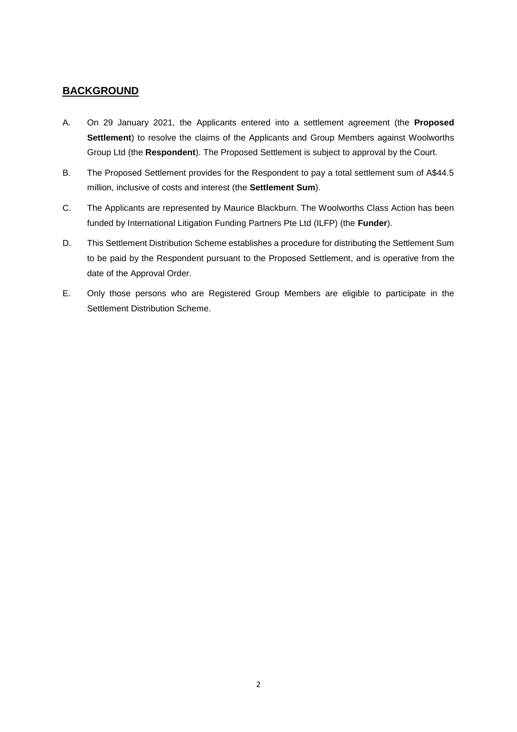## BACKGROUND

A. On 29 January 2021, the Applicants entered into a settlement agreement (the **Proposed Settlement**) to resolve the claims of the Applicants and Group Members against Woolworths Group Ltd (the **Respondent**). The Proposed Settlement is subject to approval by the Court.

B. The Proposed Settlement provides for the Respondent to pay a total settlement sum of A$44.5 million, inclusive of costs and interest (the **Settlement Sum**).

C. The Applicants are represented by Maurice Blackburn. The Woolworths Class Action has been funded by International Litigation Funding Partners Pte Ltd (ILFP) (the **Funder**).

D. This Settlement Distribution Scheme establishes a procedure for distributing the Settlement Sum to be paid by the Respondent pursuant to the Proposed Settlement, and is operative from the date of the Approval Order.

E. Only those persons who are Registered Group Members are eligible to participate in the Settlement Distribution Scheme.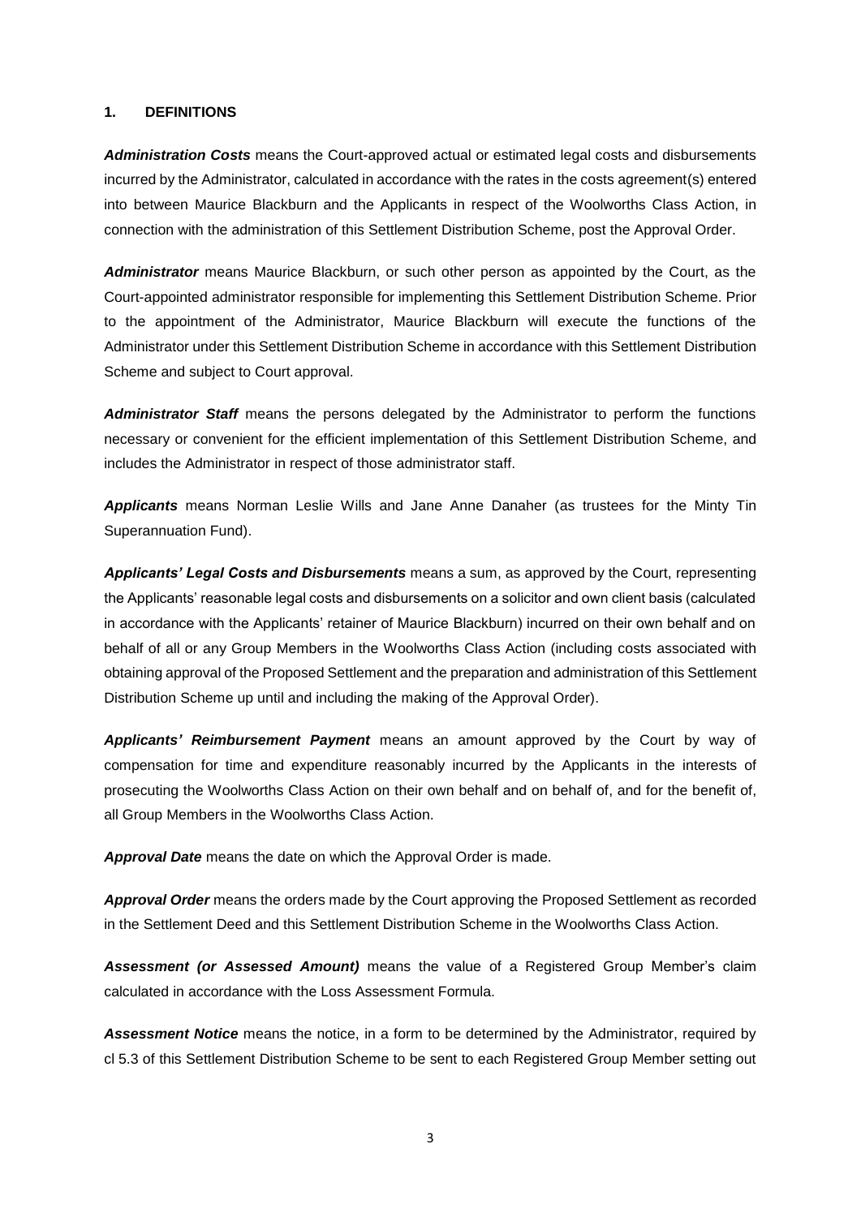## 1. DEFINITIONS

***Administration Costs*** means the Court-approved actual or estimated legal costs and disbursements incurred by the Administrator, calculated in accordance with the rates in the costs agreement(s) entered into between Maurice Blackburn and the Applicants in respect of the Woolworths Class Action, in connection with the administration of this Settlement Distribution Scheme, post the Approval Order.

***Administrator*** means Maurice Blackburn, or such other person as appointed by the Court, as the Court-appointed administrator responsible for implementing this Settlement Distribution Scheme. Prior to the appointment of the Administrator, Maurice Blackburn will execute the functions of the Administrator under this Settlement Distribution Scheme in accordance with this Settlement Distribution Scheme and subject to Court approval.

***Administrator Staff*** means the persons delegated by the Administrator to perform the functions necessary or convenient for the efficient implementation of this Settlement Distribution Scheme, and includes the Administrator in respect of those administrator staff.

***Applicants*** means Norman Leslie Wills and Jane Anne Danaher (as trustees for the Minty Tin Superannuation Fund).

***Applicants' Legal Costs and Disbursements*** means a sum, as approved by the Court, representing the Applicants' reasonable legal costs and disbursements on a solicitor and own client basis (calculated in accordance with the Applicants' retainer of Maurice Blackburn) incurred on their own behalf and on behalf of all or any Group Members in the Woolworths Class Action (including costs associated with obtaining approval of the Proposed Settlement and the preparation and administration of this Settlement Distribution Scheme up until and including the making of the Approval Order).

***Applicants' Reimbursement Payment*** means an amount approved by the Court by way of compensation for time and expenditure reasonably incurred by the Applicants in the interests of prosecuting the Woolworths Class Action on their own behalf and on behalf of, and for the benefit of, all Group Members in the Woolworths Class Action.

***Approval Date*** means the date on which the Approval Order is made.

***Approval Order*** means the orders made by the Court approving the Proposed Settlement as recorded in the Settlement Deed and this Settlement Distribution Scheme in the Woolworths Class Action.

***Assessment (or Assessed Amount)*** means the value of a Registered Group Member's claim calculated in accordance with the Loss Assessment Formula.

***Assessment Notice*** means the notice, in a form to be determined by the Administrator, required by cl 5.3 of this Settlement Distribution Scheme to be sent to each Registered Group Member setting out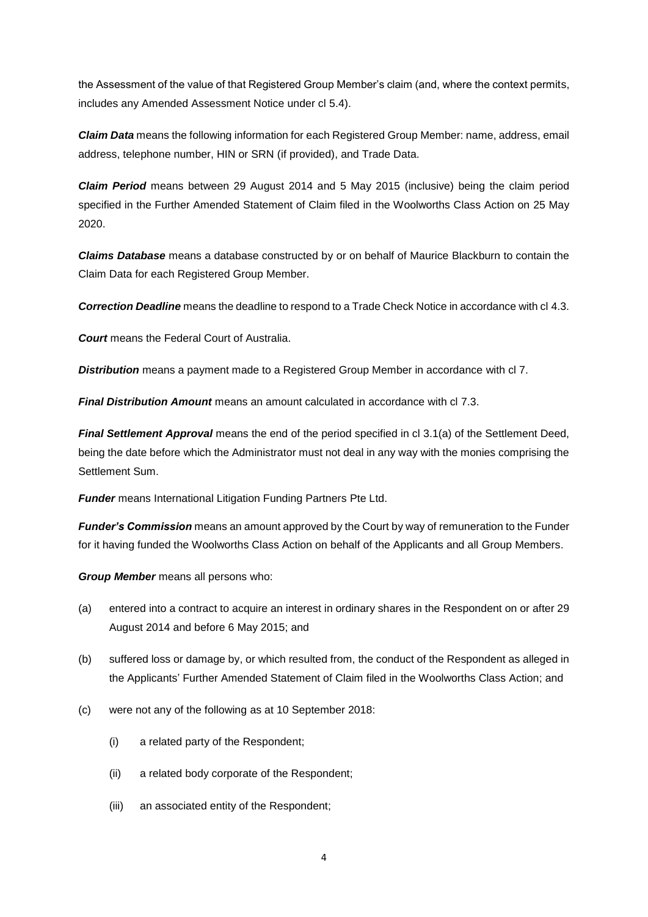the Assessment of the value of that Registered Group Member's claim (and, where the context permits, includes any Amended Assessment Notice under cl 5.4).

***Claim Data*** means the following information for each Registered Group Member: name, address, email address, telephone number, HIN or SRN (if provided), and Trade Data.

***Claim Period*** means between 29 August 2014 and 5 May 2015 (inclusive) being the claim period specified in the Further Amended Statement of Claim filed in the Woolworths Class Action on 25 May 2020.

***Claims Database*** means a database constructed by or on behalf of Maurice Blackburn to contain the Claim Data for each Registered Group Member.

***Correction Deadline*** means the deadline to respond to a Trade Check Notice in accordance with cl 4.3.

***Court*** means the Federal Court of Australia.

***Distribution*** means a payment made to a Registered Group Member in accordance with cl 7.

***Final Distribution Amount*** means an amount calculated in accordance with cl 7.3.

***Final Settlement Approval*** means the end of the period specified in cl 3.1(a) of the Settlement Deed, being the date before which the Administrator must not deal in any way with the monies comprising the Settlement Sum.

***Funder*** means International Litigation Funding Partners Pte Ltd.

***Funder's Commission*** means an amount approved by the Court by way of remuneration to the Funder for it having funded the Woolworths Class Action on behalf of the Applicants and all Group Members.

***Group Member*** means all persons who:

(a) entered into a contract to acquire an interest in ordinary shares in the Respondent on or after 29 August 2014 and before 6 May 2015; and

(b) suffered loss or damage by, or which resulted from, the conduct of the Respondent as alleged in the Applicants' Further Amended Statement of Claim filed in the Woolworths Class Action; and

(c) were not any of the following as at 10 September 2018:

  (i) a related party of the Respondent;

  (ii) a related body corporate of the Respondent;

  (iii) an associated entity of the Respondent;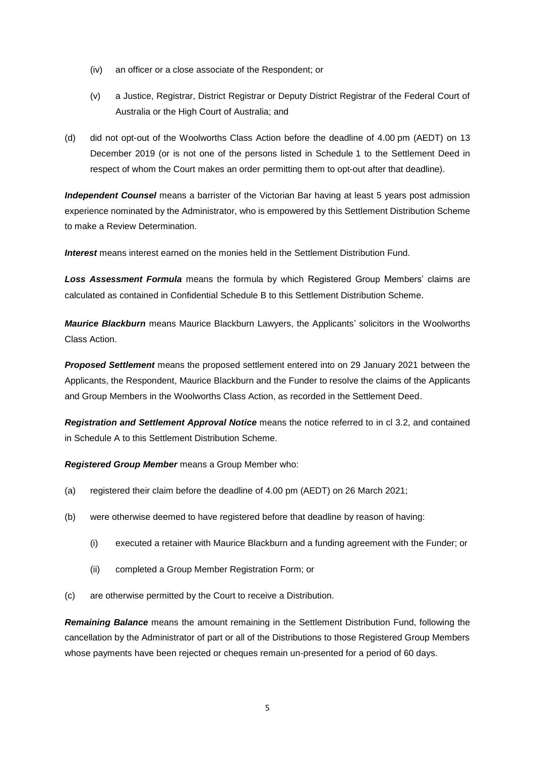(iv) an officer or a close associate of the Respondent; or

(v) a Justice, Registrar, District Registrar or Deputy District Registrar of the Federal Court of Australia or the High Court of Australia; and

(d) did not opt-out of the Woolworths Class Action before the deadline of 4.00 pm (AEDT) on 13 December 2019 (or is not one of the persons listed in Schedule 1 to the Settlement Deed in respect of whom the Court makes an order permitting them to opt-out after that deadline).

***Independent Counsel*** means a barrister of the Victorian Bar having at least 5 years post admission experience nominated by the Administrator, who is empowered by this Settlement Distribution Scheme to make a Review Determination.

***Interest*** means interest earned on the monies held in the Settlement Distribution Fund.

***Loss Assessment Formula*** means the formula by which Registered Group Members' claims are calculated as contained in Confidential Schedule B to this Settlement Distribution Scheme.

***Maurice Blackburn*** means Maurice Blackburn Lawyers, the Applicants' solicitors in the Woolworths Class Action.

***Proposed Settlement*** means the proposed settlement entered into on 29 January 2021 between the Applicants, the Respondent, Maurice Blackburn and the Funder to resolve the claims of the Applicants and Group Members in the Woolworths Class Action, as recorded in the Settlement Deed.

***Registration and Settlement Approval Notice*** means the notice referred to in cl 3.2, and contained in Schedule A to this Settlement Distribution Scheme.

***Registered Group Member*** means a Group Member who:

(a) registered their claim before the deadline of 4.00 pm (AEDT) on 26 March 2021;

(b) were otherwise deemed to have registered before that deadline by reason of having:

(i) executed a retainer with Maurice Blackburn and a funding agreement with the Funder; or

(ii) completed a Group Member Registration Form; or

(c) are otherwise permitted by the Court to receive a Distribution.

***Remaining Balance*** means the amount remaining in the Settlement Distribution Fund, following the cancellation by the Administrator of part or all of the Distributions to those Registered Group Members whose payments have been rejected or cheques remain un-presented for a period of 60 days.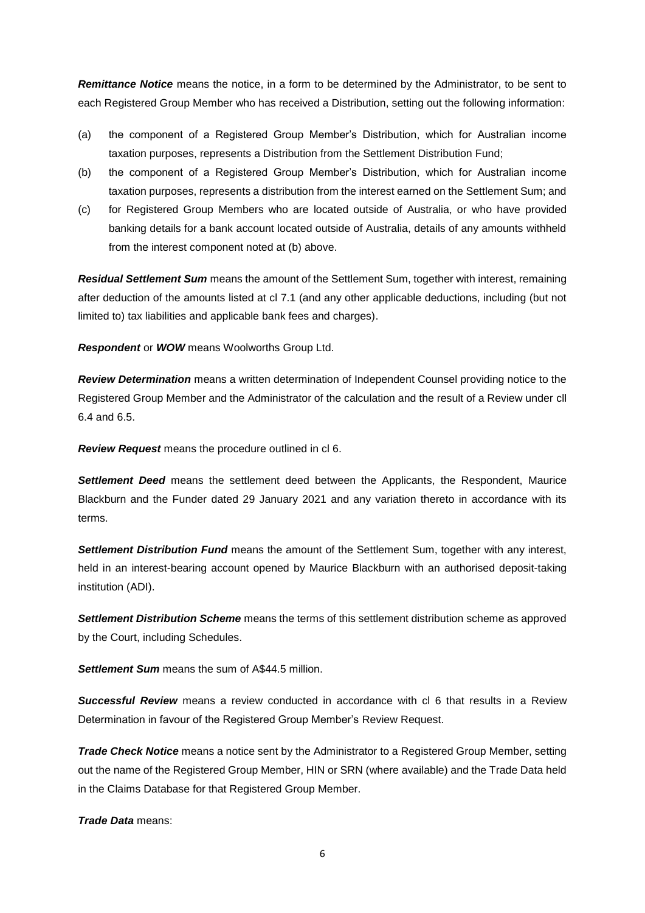***Remittance Notice*** means the notice, in a form to be determined by the Administrator, to be sent to each Registered Group Member who has received a Distribution, setting out the following information:

(a) the component of a Registered Group Member's Distribution, which for Australian income taxation purposes, represents a Distribution from the Settlement Distribution Fund;

(b) the component of a Registered Group Member's Distribution, which for Australian income taxation purposes, represents a distribution from the interest earned on the Settlement Sum; and

(c) for Registered Group Members who are located outside of Australia, or who have provided banking details for a bank account located outside of Australia, details of any amounts withheld from the interest component noted at (b) above.

***Residual Settlement Sum*** means the amount of the Settlement Sum, together with interest, remaining after deduction of the amounts listed at cl 7.1 (and any other applicable deductions, including (but not limited to) tax liabilities and applicable bank fees and charges).

***Respondent*** or ***WOW*** means Woolworths Group Ltd.

***Review Determination*** means a written determination of Independent Counsel providing notice to the Registered Group Member and the Administrator of the calculation and the result of a Review under cll 6.4 and 6.5.

***Review Request*** means the procedure outlined in cl 6.

***Settlement Deed*** means the settlement deed between the Applicants, the Respondent, Maurice Blackburn and the Funder dated 29 January 2021 and any variation thereto in accordance with its terms.

***Settlement Distribution Fund*** means the amount of the Settlement Sum, together with any interest, held in an interest-bearing account opened by Maurice Blackburn with an authorised deposit-taking institution (ADI).

***Settlement Distribution Scheme*** means the terms of this settlement distribution scheme as approved by the Court, including Schedules.

***Settlement Sum*** means the sum of A$44.5 million.

***Successful Review*** means a review conducted in accordance with cl 6 that results in a Review Determination in favour of the Registered Group Member's Review Request.

***Trade Check Notice*** means a notice sent by the Administrator to a Registered Group Member, setting out the name of the Registered Group Member, HIN or SRN (where available) and the Trade Data held in the Claims Database for that Registered Group Member.

***Trade Data*** means: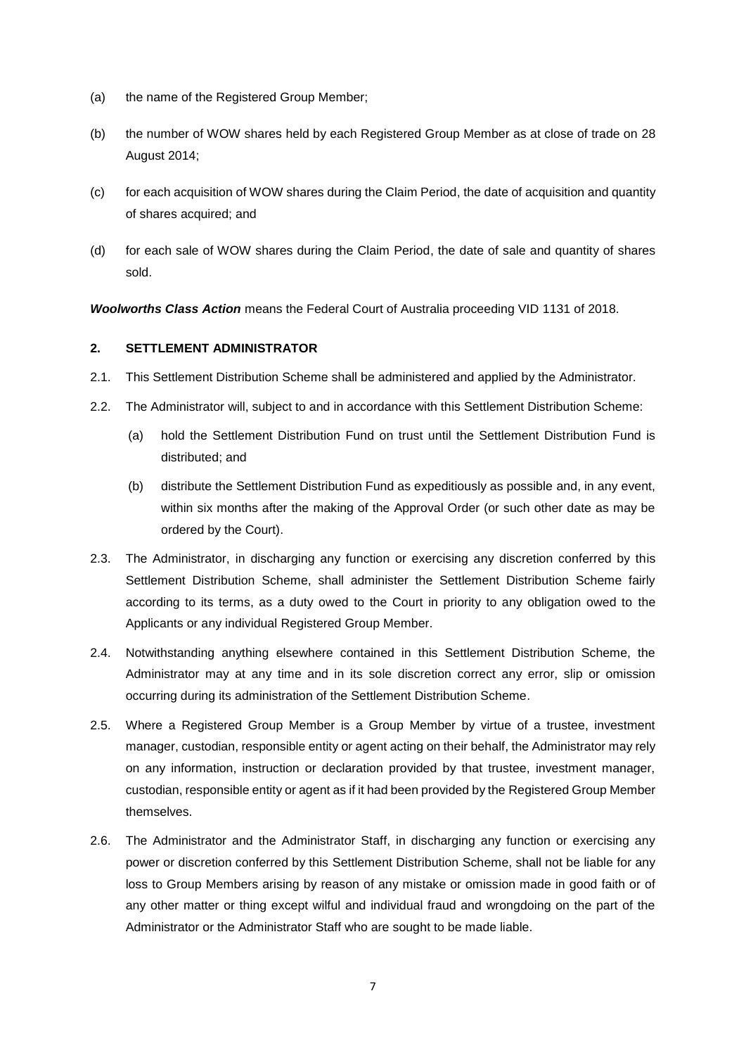(a) the name of the Registered Group Member;

(b) the number of WOW shares held by each Registered Group Member as at close of trade on 28 August 2014;

(c) for each acquisition of WOW shares during the Claim Period, the date of acquisition and quantity of shares acquired; and

(d) for each sale of WOW shares during the Claim Period, the date of sale and quantity of shares sold.

***Woolworths Class Action*** means the Federal Court of Australia proceeding VID 1131 of 2018.

## 2. SETTLEMENT ADMINISTRATOR

2.1. This Settlement Distribution Scheme shall be administered and applied by the Administrator.

2.2. The Administrator will, subject to and in accordance with this Settlement Distribution Scheme:

(a) hold the Settlement Distribution Fund on trust until the Settlement Distribution Fund is distributed; and

(b) distribute the Settlement Distribution Fund as expeditiously as possible and, in any event, within six months after the making of the Approval Order (or such other date as may be ordered by the Court).

2.3. The Administrator, in discharging any function or exercising any discretion conferred by this Settlement Distribution Scheme, shall administer the Settlement Distribution Scheme fairly according to its terms, as a duty owed to the Court in priority to any obligation owed to the Applicants or any individual Registered Group Member.

2.4. Notwithstanding anything elsewhere contained in this Settlement Distribution Scheme, the Administrator may at any time and in its sole discretion correct any error, slip or omission occurring during its administration of the Settlement Distribution Scheme.

2.5. Where a Registered Group Member is a Group Member by virtue of a trustee, investment manager, custodian, responsible entity or agent acting on their behalf, the Administrator may rely on any information, instruction or declaration provided by that trustee, investment manager, custodian, responsible entity or agent as if it had been provided by the Registered Group Member themselves.

2.6. The Administrator and the Administrator Staff, in discharging any function or exercising any power or discretion conferred by this Settlement Distribution Scheme, shall not be liable for any loss to Group Members arising by reason of any mistake or omission made in good faith or of any other matter or thing except wilful and individual fraud and wrongdoing on the part of the Administrator or the Administrator Staff who are sought to be made liable.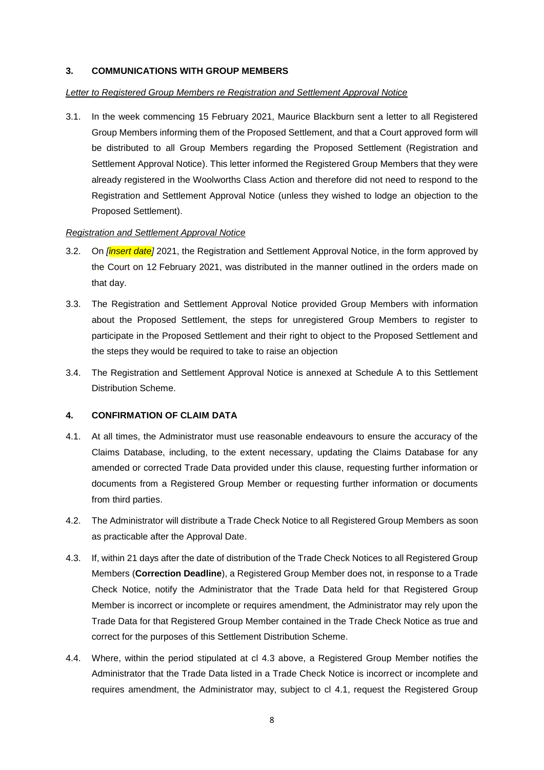## 3. COMMUNICATIONS WITH GROUP MEMBERS

*Letter to Registered Group Members re Registration and Settlement Approval Notice*

3.1. In the week commencing 15 February 2021, Maurice Blackburn sent a letter to all Registered Group Members informing them of the Proposed Settlement, and that a Court approved form will be distributed to all Group Members regarding the Proposed Settlement (Registration and Settlement Approval Notice). This letter informed the Registered Group Members that they were already registered in the Woolworths Class Action and therefore did not need to respond to the Registration and Settlement Approval Notice (unless they wished to lodge an objection to the Proposed Settlement).

*Registration and Settlement Approval Notice*

3.2. On *[insert date]* 2021, the Registration and Settlement Approval Notice, in the form approved by the Court on 12 February 2021, was distributed in the manner outlined in the orders made on that day.

3.3. The Registration and Settlement Approval Notice provided Group Members with information about the Proposed Settlement, the steps for unregistered Group Members to register to participate in the Proposed Settlement and their right to object to the Proposed Settlement and the steps they would be required to take to raise an objection

3.4. The Registration and Settlement Approval Notice is annexed at Schedule A to this Settlement Distribution Scheme.

## 4. CONFIRMATION OF CLAIM DATA

4.1. At all times, the Administrator must use reasonable endeavours to ensure the accuracy of the Claims Database, including, to the extent necessary, updating the Claims Database for any amended or corrected Trade Data provided under this clause, requesting further information or documents from a Registered Group Member or requesting further information or documents from third parties.

4.2. The Administrator will distribute a Trade Check Notice to all Registered Group Members as soon as practicable after the Approval Date.

4.3. If, within 21 days after the date of distribution of the Trade Check Notices to all Registered Group Members (**Correction Deadline**), a Registered Group Member does not, in response to a Trade Check Notice, notify the Administrator that the Trade Data held for that Registered Group Member is incorrect or incomplete or requires amendment, the Administrator may rely upon the Trade Data for that Registered Group Member contained in the Trade Check Notice as true and correct for the purposes of this Settlement Distribution Scheme.

4.4. Where, within the period stipulated at cl 4.3 above, a Registered Group Member notifies the Administrator that the Trade Data listed in a Trade Check Notice is incorrect or incomplete and requires amendment, the Administrator may, subject to cl 4.1, request the Registered Group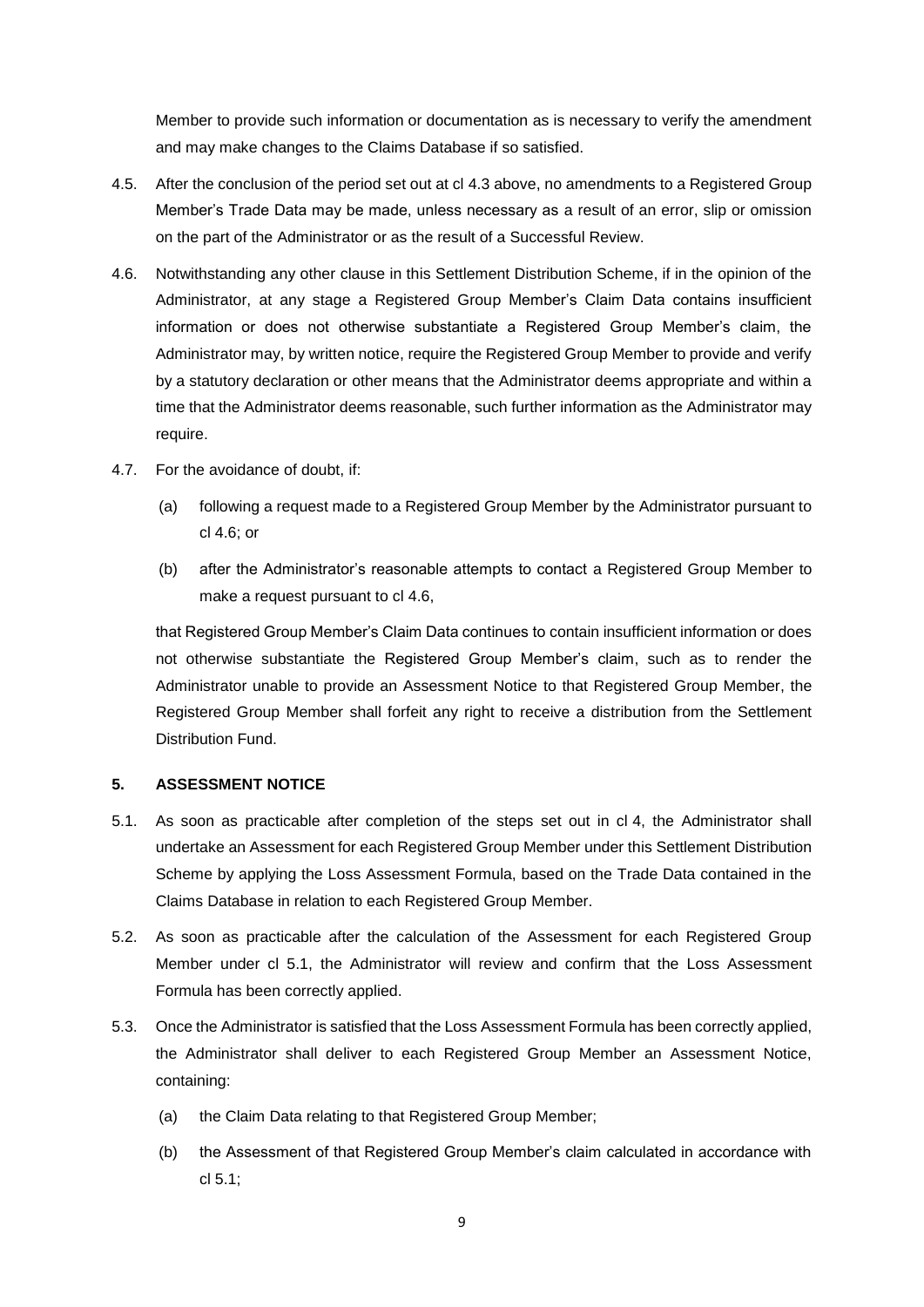Member to provide such information or documentation as is necessary to verify the amendment and may make changes to the Claims Database if so satisfied.

4.5. After the conclusion of the period set out at cl 4.3 above, no amendments to a Registered Group Member's Trade Data may be made, unless necessary as a result of an error, slip or omission on the part of the Administrator or as the result of a Successful Review.

4.6. Notwithstanding any other clause in this Settlement Distribution Scheme, if in the opinion of the Administrator, at any stage a Registered Group Member's Claim Data contains insufficient information or does not otherwise substantiate a Registered Group Member's claim, the Administrator may, by written notice, require the Registered Group Member to provide and verify by a statutory declaration or other means that the Administrator deems appropriate and within a time that the Administrator deems reasonable, such further information as the Administrator may require.

4.7. For the avoidance of doubt, if:

(a) following a request made to a Registered Group Member by the Administrator pursuant to cl 4.6; or

(b) after the Administrator's reasonable attempts to contact a Registered Group Member to make a request pursuant to cl 4.6,

that Registered Group Member's Claim Data continues to contain insufficient information or does not otherwise substantiate the Registered Group Member's claim, such as to render the Administrator unable to provide an Assessment Notice to that Registered Group Member, the Registered Group Member shall forfeit any right to receive a distribution from the Settlement Distribution Fund.

## 5. ASSESSMENT NOTICE

5.1. As soon as practicable after completion of the steps set out in cl 4, the Administrator shall undertake an Assessment for each Registered Group Member under this Settlement Distribution Scheme by applying the Loss Assessment Formula, based on the Trade Data contained in the Claims Database in relation to each Registered Group Member.

5.2. As soon as practicable after the calculation of the Assessment for each Registered Group Member under cl 5.1, the Administrator will review and confirm that the Loss Assessment Formula has been correctly applied.

5.3. Once the Administrator is satisfied that the Loss Assessment Formula has been correctly applied, the Administrator shall deliver to each Registered Group Member an Assessment Notice, containing:

(a) the Claim Data relating to that Registered Group Member;

(b) the Assessment of that Registered Group Member's claim calculated in accordance with cl 5.1;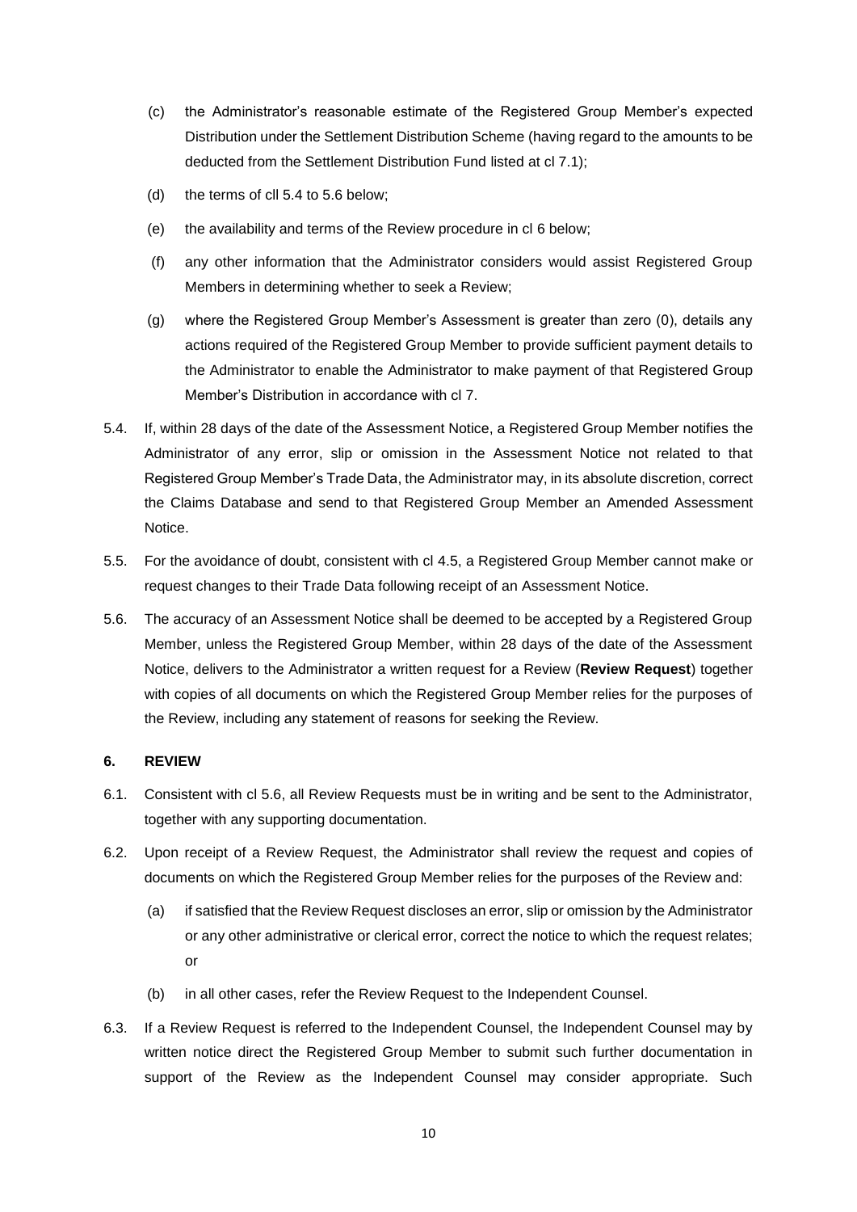(c) the Administrator's reasonable estimate of the Registered Group Member's expected Distribution under the Settlement Distribution Scheme (having regard to the amounts to be deducted from the Settlement Distribution Fund listed at cl 7.1);

(d) the terms of cll 5.4 to 5.6 below;

(e) the availability and terms of the Review procedure in cl 6 below;

(f) any other information that the Administrator considers would assist Registered Group Members in determining whether to seek a Review;

(g) where the Registered Group Member's Assessment is greater than zero (0), details any actions required of the Registered Group Member to provide sufficient payment details to the Administrator to enable the Administrator to make payment of that Registered Group Member's Distribution in accordance with cl 7.

5.4. If, within 28 days of the date of the Assessment Notice, a Registered Group Member notifies the Administrator of any error, slip or omission in the Assessment Notice not related to that Registered Group Member's Trade Data, the Administrator may, in its absolute discretion, correct the Claims Database and send to that Registered Group Member an Amended Assessment Notice.

5.5. For the avoidance of doubt, consistent with cl 4.5, a Registered Group Member cannot make or request changes to their Trade Data following receipt of an Assessment Notice.

5.6. The accuracy of an Assessment Notice shall be deemed to be accepted by a Registered Group Member, unless the Registered Group Member, within 28 days of the date of the Assessment Notice, delivers to the Administrator a written request for a Review (**Review Request**) together with copies of all documents on which the Registered Group Member relies for the purposes of the Review, including any statement of reasons for seeking the Review.

## 6. REVIEW

6.1. Consistent with cl 5.6, all Review Requests must be in writing and be sent to the Administrator, together with any supporting documentation.

6.2. Upon receipt of a Review Request, the Administrator shall review the request and copies of documents on which the Registered Group Member relies for the purposes of the Review and:

(a) if satisfied that the Review Request discloses an error, slip or omission by the Administrator or any other administrative or clerical error, correct the notice to which the request relates; or

(b) in all other cases, refer the Review Request to the Independent Counsel.

6.3. If a Review Request is referred to the Independent Counsel, the Independent Counsel may by written notice direct the Registered Group Member to submit such further documentation in support of the Review as the Independent Counsel may consider appropriate. Such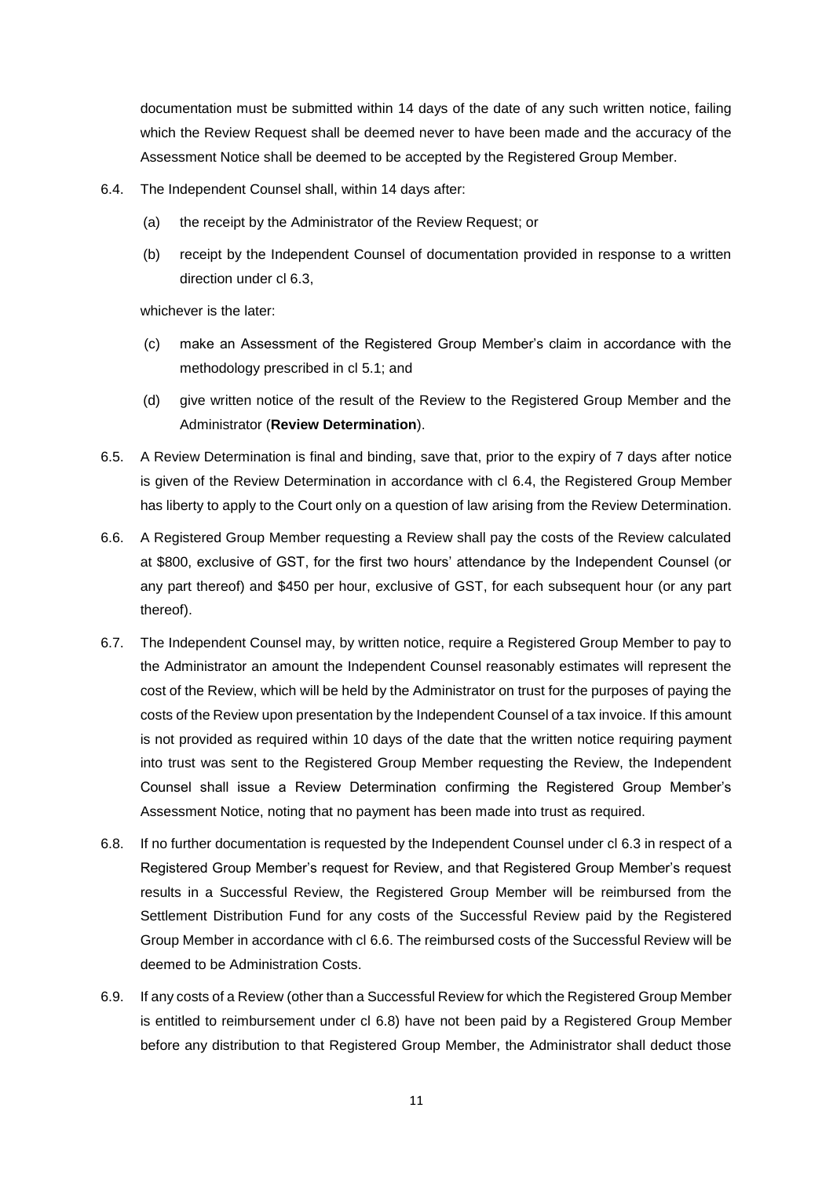documentation must be submitted within 14 days of the date of any such written notice, failing which the Review Request shall be deemed never to have been made and the accuracy of the Assessment Notice shall be deemed to be accepted by the Registered Group Member.

6.4. The Independent Counsel shall, within 14 days after:

(a) the receipt by the Administrator of the Review Request; or

(b) receipt by the Independent Counsel of documentation provided in response to a written direction under cl 6.3,

whichever is the later:

(c) make an Assessment of the Registered Group Member's claim in accordance with the methodology prescribed in cl 5.1; and

(d) give written notice of the result of the Review to the Registered Group Member and the Administrator (**Review Determination**).

6.5. A Review Determination is final and binding, save that, prior to the expiry of 7 days after notice is given of the Review Determination in accordance with cl 6.4, the Registered Group Member has liberty to apply to the Court only on a question of law arising from the Review Determination.

6.6. A Registered Group Member requesting a Review shall pay the costs of the Review calculated at $800, exclusive of GST, for the first two hours' attendance by the Independent Counsel (or any part thereof) and $450 per hour, exclusive of GST, for each subsequent hour (or any part thereof).

6.7. The Independent Counsel may, by written notice, require a Registered Group Member to pay to the Administrator an amount the Independent Counsel reasonably estimates will represent the cost of the Review, which will be held by the Administrator on trust for the purposes of paying the costs of the Review upon presentation by the Independent Counsel of a tax invoice. If this amount is not provided as required within 10 days of the date that the written notice requiring payment into trust was sent to the Registered Group Member requesting the Review, the Independent Counsel shall issue a Review Determination confirming the Registered Group Member's Assessment Notice, noting that no payment has been made into trust as required.

6.8. If no further documentation is requested by the Independent Counsel under cl 6.3 in respect of a Registered Group Member's request for Review, and that Registered Group Member's request results in a Successful Review, the Registered Group Member will be reimbursed from the Settlement Distribution Fund for any costs of the Successful Review paid by the Registered Group Member in accordance with cl 6.6. The reimbursed costs of the Successful Review will be deemed to be Administration Costs.

6.9. If any costs of a Review (other than a Successful Review for which the Registered Group Member is entitled to reimbursement under cl 6.8) have not been paid by a Registered Group Member before any distribution to that Registered Group Member, the Administrator shall deduct those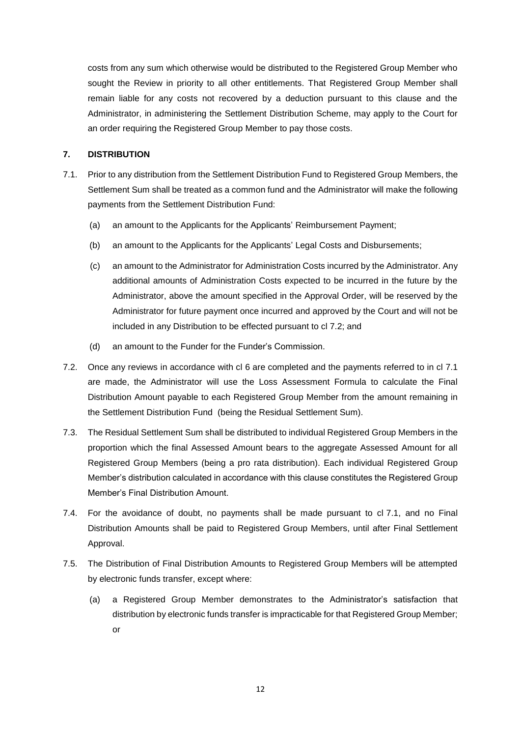costs from any sum which otherwise would be distributed to the Registered Group Member who sought the Review in priority to all other entitlements. That Registered Group Member shall remain liable for any costs not recovered by a deduction pursuant to this clause and the Administrator, in administering the Settlement Distribution Scheme, may apply to the Court for an order requiring the Registered Group Member to pay those costs.

## 7. DISTRIBUTION

7.1. Prior to any distribution from the Settlement Distribution Fund to Registered Group Members, the Settlement Sum shall be treated as a common fund and the Administrator will make the following payments from the Settlement Distribution Fund:

(a) an amount to the Applicants for the Applicants' Reimbursement Payment;

(b) an amount to the Applicants for the Applicants' Legal Costs and Disbursements;

(c) an amount to the Administrator for Administration Costs incurred by the Administrator. Any additional amounts of Administration Costs expected to be incurred in the future by the Administrator, above the amount specified in the Approval Order, will be reserved by the Administrator for future payment once incurred and approved by the Court and will not be included in any Distribution to be effected pursuant to cl 7.2; and

(d) an amount to the Funder for the Funder's Commission.

7.2. Once any reviews in accordance with cl 6 are completed and the payments referred to in cl 7.1 are made, the Administrator will use the Loss Assessment Formula to calculate the Final Distribution Amount payable to each Registered Group Member from the amount remaining in the Settlement Distribution Fund (being the Residual Settlement Sum).

7.3. The Residual Settlement Sum shall be distributed to individual Registered Group Members in the proportion which the final Assessed Amount bears to the aggregate Assessed Amount for all Registered Group Members (being a pro rata distribution). Each individual Registered Group Member's distribution calculated in accordance with this clause constitutes the Registered Group Member's Final Distribution Amount.

7.4. For the avoidance of doubt, no payments shall be made pursuant to cl 7.1, and no Final Distribution Amounts shall be paid to Registered Group Members, until after Final Settlement Approval.

7.5. The Distribution of Final Distribution Amounts to Registered Group Members will be attempted by electronic funds transfer, except where:

(a) a Registered Group Member demonstrates to the Administrator's satisfaction that distribution by electronic funds transfer is impracticable for that Registered Group Member; or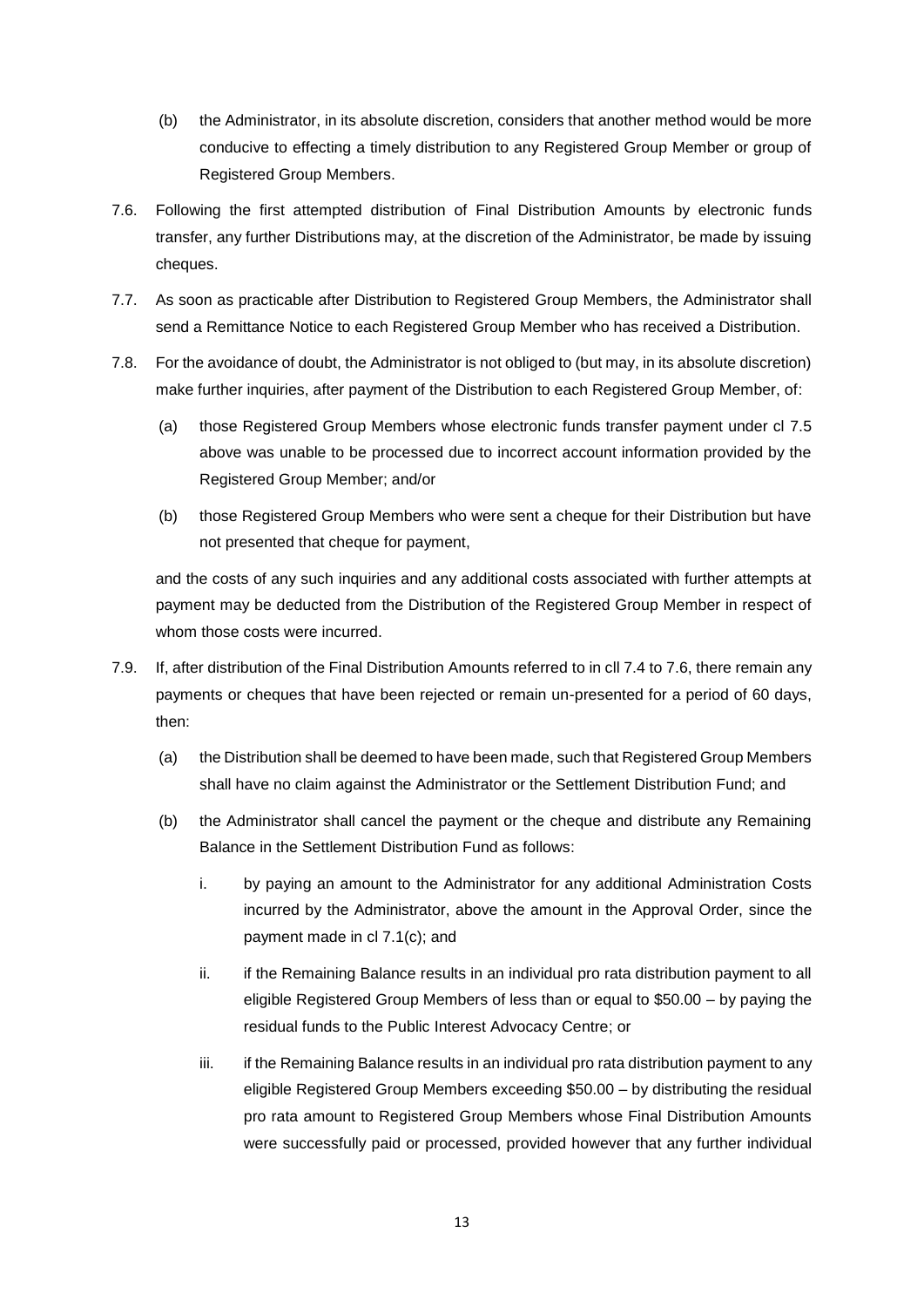(b) the Administrator, in its absolute discretion, considers that another method would be more conducive to effecting a timely distribution to any Registered Group Member or group of Registered Group Members.

7.6. Following the first attempted distribution of Final Distribution Amounts by electronic funds transfer, any further Distributions may, at the discretion of the Administrator, be made by issuing cheques.

7.7. As soon as practicable after Distribution to Registered Group Members, the Administrator shall send a Remittance Notice to each Registered Group Member who has received a Distribution.

7.8. For the avoidance of doubt, the Administrator is not obliged to (but may, in its absolute discretion) make further inquiries, after payment of the Distribution to each Registered Group Member, of:

(a) those Registered Group Members whose electronic funds transfer payment under cl 7.5 above was unable to be processed due to incorrect account information provided by the Registered Group Member; and/or

(b) those Registered Group Members who were sent a cheque for their Distribution but have not presented that cheque for payment,

and the costs of any such inquiries and any additional costs associated with further attempts at payment may be deducted from the Distribution of the Registered Group Member in respect of whom those costs were incurred.

7.9. If, after distribution of the Final Distribution Amounts referred to in cll 7.4 to 7.6, there remain any payments or cheques that have been rejected or remain un-presented for a period of 60 days, then:

(a) the Distribution shall be deemed to have been made, such that Registered Group Members shall have no claim against the Administrator or the Settlement Distribution Fund; and

(b) the Administrator shall cancel the payment or the cheque and distribute any Remaining Balance in the Settlement Distribution Fund as follows:

i. by paying an amount to the Administrator for any additional Administration Costs incurred by the Administrator, above the amount in the Approval Order, since the payment made in cl 7.1(c); and

ii. if the Remaining Balance results in an individual pro rata distribution payment to all eligible Registered Group Members of less than or equal to $50.00 – by paying the residual funds to the Public Interest Advocacy Centre; or

iii. if the Remaining Balance results in an individual pro rata distribution payment to any eligible Registered Group Members exceeding $50.00 – by distributing the residual pro rata amount to Registered Group Members whose Final Distribution Amounts were successfully paid or processed, provided however that any further individual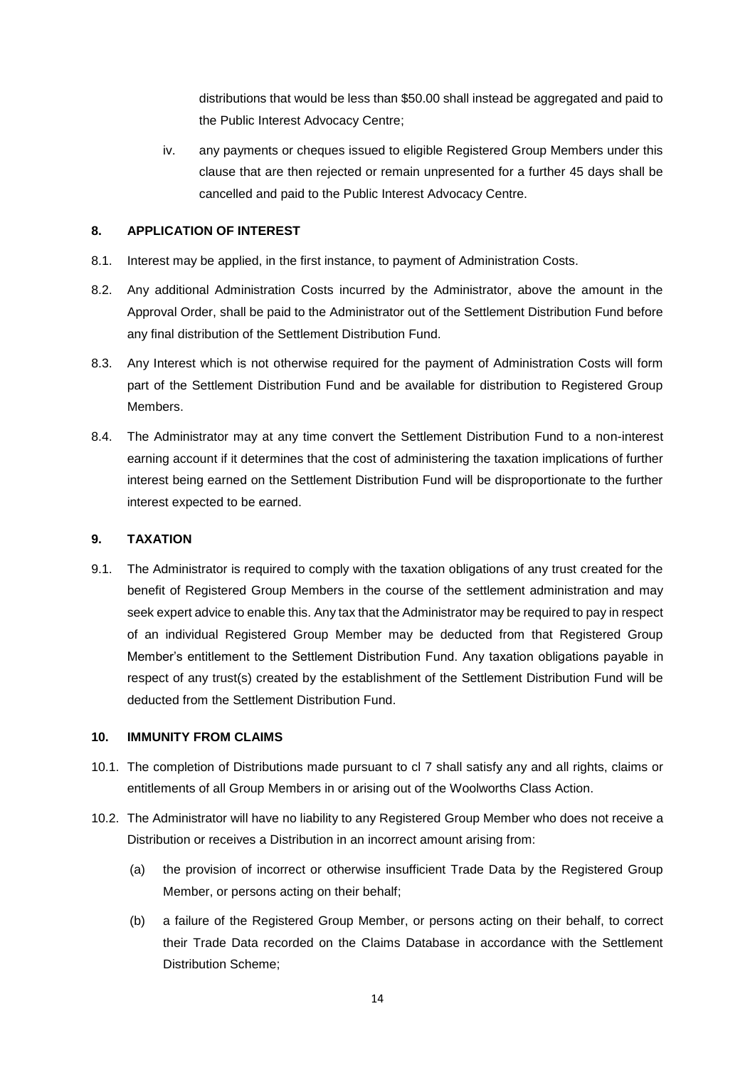distributions that would be less than $50.00 shall instead be aggregated and paid to the Public Interest Advocacy Centre;

iv. any payments or cheques issued to eligible Registered Group Members under this clause that are then rejected or remain unpresented for a further 45 days shall be cancelled and paid to the Public Interest Advocacy Centre.

## 8. APPLICATION OF INTEREST

8.1. Interest may be applied, in the first instance, to payment of Administration Costs.

8.2. Any additional Administration Costs incurred by the Administrator, above the amount in the Approval Order, shall be paid to the Administrator out of the Settlement Distribution Fund before any final distribution of the Settlement Distribution Fund.

8.3. Any Interest which is not otherwise required for the payment of Administration Costs will form part of the Settlement Distribution Fund and be available for distribution to Registered Group Members.

8.4. The Administrator may at any time convert the Settlement Distribution Fund to a non-interest earning account if it determines that the cost of administering the taxation implications of further interest being earned on the Settlement Distribution Fund will be disproportionate to the further interest expected to be earned.

## 9. TAXATION

9.1. The Administrator is required to comply with the taxation obligations of any trust created for the benefit of Registered Group Members in the course of the settlement administration and may seek expert advice to enable this. Any tax that the Administrator may be required to pay in respect of an individual Registered Group Member may be deducted from that Registered Group Member's entitlement to the Settlement Distribution Fund. Any taxation obligations payable in respect of any trust(s) created by the establishment of the Settlement Distribution Fund will be deducted from the Settlement Distribution Fund.

## 10. IMMUNITY FROM CLAIMS

10.1. The completion of Distributions made pursuant to cl 7 shall satisfy any and all rights, claims or entitlements of all Group Members in or arising out of the Woolworths Class Action.

10.2. The Administrator will have no liability to any Registered Group Member who does not receive a Distribution or receives a Distribution in an incorrect amount arising from:

(a) the provision of incorrect or otherwise insufficient Trade Data by the Registered Group Member, or persons acting on their behalf;

(b) a failure of the Registered Group Member, or persons acting on their behalf, to correct their Trade Data recorded on the Claims Database in accordance with the Settlement Distribution Scheme;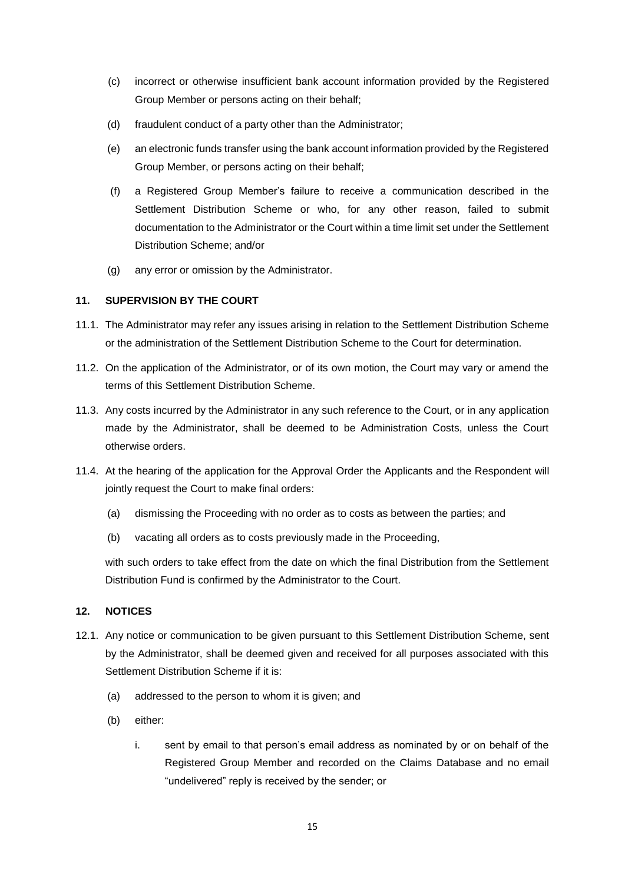(c) incorrect or otherwise insufficient bank account information provided by the Registered Group Member or persons acting on their behalf;

(d) fraudulent conduct of a party other than the Administrator;

(e) an electronic funds transfer using the bank account information provided by the Registered Group Member, or persons acting on their behalf;

(f) a Registered Group Member's failure to receive a communication described in the Settlement Distribution Scheme or who, for any other reason, failed to submit documentation to the Administrator or the Court within a time limit set under the Settlement Distribution Scheme; and/or

(g) any error or omission by the Administrator.

## 11. SUPERVISION BY THE COURT

11.1. The Administrator may refer any issues arising in relation to the Settlement Distribution Scheme or the administration of the Settlement Distribution Scheme to the Court for determination.

11.2. On the application of the Administrator, or of its own motion, the Court may vary or amend the terms of this Settlement Distribution Scheme.

11.3. Any costs incurred by the Administrator in any such reference to the Court, or in any application made by the Administrator, shall be deemed to be Administration Costs, unless the Court otherwise orders.

11.4. At the hearing of the application for the Approval Order the Applicants and the Respondent will jointly request the Court to make final orders:

(a) dismissing the Proceeding with no order as to costs as between the parties; and

(b) vacating all orders as to costs previously made in the Proceeding,

with such orders to take effect from the date on which the final Distribution from the Settlement Distribution Fund is confirmed by the Administrator to the Court.

## 12. NOTICES

12.1. Any notice or communication to be given pursuant to this Settlement Distribution Scheme, sent by the Administrator, shall be deemed given and received for all purposes associated with this Settlement Distribution Scheme if it is:

(a) addressed to the person to whom it is given; and

(b) either:

i. sent by email to that person's email address as nominated by or on behalf of the Registered Group Member and recorded on the Claims Database and no email "undelivered" reply is received by the sender; or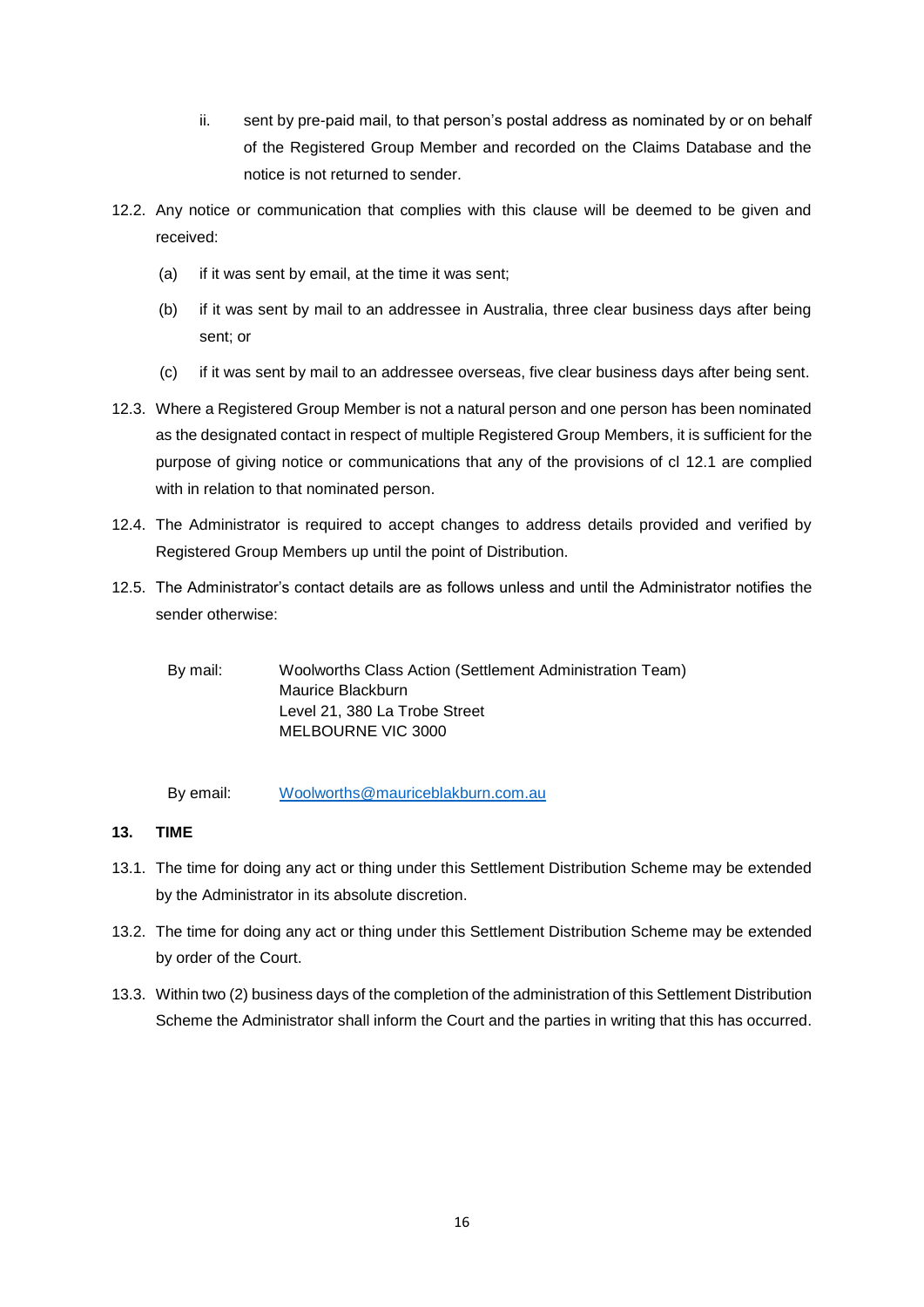ii. sent by pre-paid mail, to that person's postal address as nominated by or on behalf of the Registered Group Member and recorded on the Claims Database and the notice is not returned to sender.

12.2. Any notice or communication that complies with this clause will be deemed to be given and received:

(a) if it was sent by email, at the time it was sent;

(b) if it was sent by mail to an addressee in Australia, three clear business days after being sent; or

(c) if it was sent by mail to an addressee overseas, five clear business days after being sent.

12.3. Where a Registered Group Member is not a natural person and one person has been nominated as the designated contact in respect of multiple Registered Group Members, it is sufficient for the purpose of giving notice or communications that any of the provisions of cl 12.1 are complied with in relation to that nominated person.

12.4. The Administrator is required to accept changes to address details provided and verified by Registered Group Members up until the point of Distribution.

12.5. The Administrator's contact details are as follows unless and until the Administrator notifies the sender otherwise:

By mail: Woolworths Class Action (Settlement Administration Team)
Maurice Blackburn
Level 21, 380 La Trobe Street
MELBOURNE VIC 3000

By email: Woolworths@mauriceblakburn.com.au

**13. TIME**

13.1. The time for doing any act or thing under this Settlement Distribution Scheme may be extended by the Administrator in its absolute discretion.

13.2. The time for doing any act or thing under this Settlement Distribution Scheme may be extended by order of the Court.

13.3. Within two (2) business days of the completion of the administration of this Settlement Distribution Scheme the Administrator shall inform the Court and the parties in writing that this has occurred.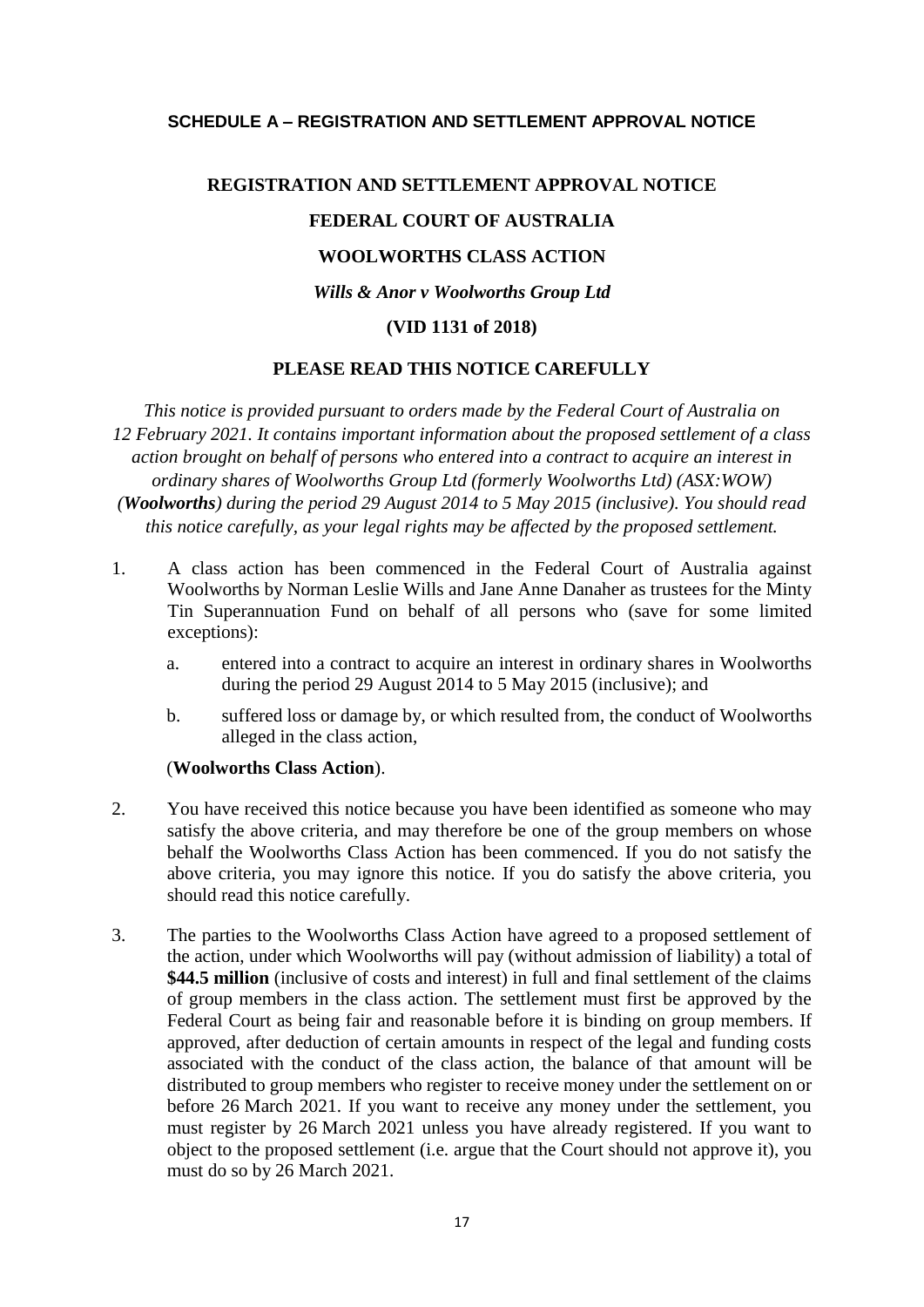## SCHEDULE A – REGISTRATION AND SETTLEMENT APPROVAL NOTICE

**REGISTRATION AND SETTLEMENT APPROVAL NOTICE**

**FEDERAL COURT OF AUSTRALIA**

**WOOLWORTHS CLASS ACTION**

***Wills & Anor v Woolworths Group Ltd***

**(VID 1131 of 2018)**

**PLEASE READ THIS NOTICE CAREFULLY**

*This notice is provided pursuant to orders made by the Federal Court of Australia on 12 February 2021. It contains important information about the proposed settlement of a class action brought on behalf of persons who entered into a contract to acquire an interest in ordinary shares of Woolworths Group Ltd (formerly Woolworths Ltd) (ASX:WOW) (**Woolworths**) during the period 29 August 2014 to 5 May 2015 (inclusive). You should read this notice carefully, as your legal rights may be affected by the proposed settlement.*

1. A class action has been commenced in the Federal Court of Australia against Woolworths by Norman Leslie Wills and Jane Anne Danaher as trustees for the Minty Tin Superannuation Fund on behalf of all persons who (save for some limited exceptions):

   a. entered into a contract to acquire an interest in ordinary shares in Woolworths during the period 29 August 2014 to 5 May 2015 (inclusive); and

   b. suffered loss or damage by, or which resulted from, the conduct of Woolworths alleged in the class action,

   (**Woolworths Class Action**).

2. You have received this notice because you have been identified as someone who may satisfy the above criteria, and may therefore be one of the group members on whose behalf the Woolworths Class Action has been commenced. If you do not satisfy the above criteria, you may ignore this notice. If you do satisfy the above criteria, you should read this notice carefully.

3. The parties to the Woolworths Class Action have agreed to a proposed settlement of the action, under which Woolworths will pay (without admission of liability) a total of **$44.5 million** (inclusive of costs and interest) in full and final settlement of the claims of group members in the class action. The settlement must first be approved by the Federal Court as being fair and reasonable before it is binding on group members. If approved, after deduction of certain amounts in respect of the legal and funding costs associated with the conduct of the class action, the balance of that amount will be distributed to group members who register to receive money under the settlement on or before 26 March 2021. If you want to receive any money under the settlement, you must register by 26 March 2021 unless you have already registered. If you want to object to the proposed settlement (i.e. argue that the Court should not approve it), you must do so by 26 March 2021.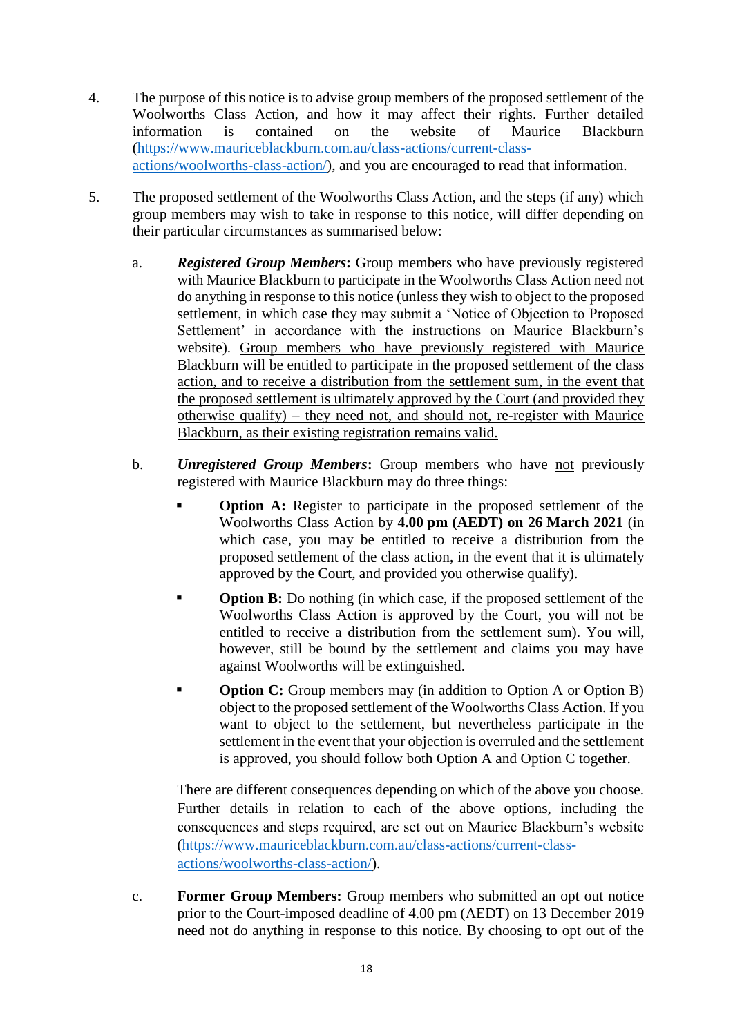4. The purpose of this notice is to advise group members of the proposed settlement of the Woolworths Class Action, and how it may affect their rights. Further detailed information is contained on the website of Maurice Blackburn (https://www.mauriceblackburn.com.au/class-actions/current-class-actions/woolworths-class-action/), and you are encouraged to read that information.

5. The proposed settlement of the Woolworths Class Action, and the steps (if any) which group members may wish to take in response to this notice, will differ depending on their particular circumstances as summarised below:

   a. ***Registered Group Members*:** Group members who have previously registered with Maurice Blackburn to participate in the Woolworths Class Action need not do anything in response to this notice (unless they wish to object to the proposed settlement, in which case they may submit a 'Notice of Objection to Proposed Settlement' in accordance with the instructions on Maurice Blackburn's website). <u>Group members who have previously registered with Maurice Blackburn will be entitled to participate in the proposed settlement of the class action, and to receive a distribution from the settlement sum, in the event that the proposed settlement is ultimately approved by the Court (and provided they otherwise qualify) – they need not, and should not, re-register with Maurice Blackburn, as their existing registration remains valid.</u>

   b. ***Unregistered Group Members*:** Group members who have <u>not</u> previously registered with Maurice Blackburn may do three things:

      - **Option A:** Register to participate in the proposed settlement of the Woolworths Class Action by **4.00 pm (AEDT) on 26 March 2021** (in which case, you may be entitled to receive a distribution from the proposed settlement of the class action, in the event that it is ultimately approved by the Court, and provided you otherwise qualify).

      - **Option B:** Do nothing (in which case, if the proposed settlement of the Woolworths Class Action is approved by the Court, you will not be entitled to receive a distribution from the settlement sum). You will, however, still be bound by the settlement and claims you may have against Woolworths will be extinguished.

      - **Option C:** Group members may (in addition to Option A or Option B) object to the proposed settlement of the Woolworths Class Action. If you want to object to the settlement, but nevertheless participate in the settlement in the event that your objection is overruled and the settlement is approved, you should follow both Option A and Option C together.

      There are different consequences depending on which of the above you choose. Further details in relation to each of the above options, including the consequences and steps required, are set out on Maurice Blackburn's website (https://www.mauriceblackburn.com.au/class-actions/current-class-actions/woolworths-class-action/).

   c. **Former Group Members:** Group members who submitted an opt out notice prior to the Court-imposed deadline of 4.00 pm (AEDT) on 13 December 2019 need not do anything in response to this notice. By choosing to opt out of the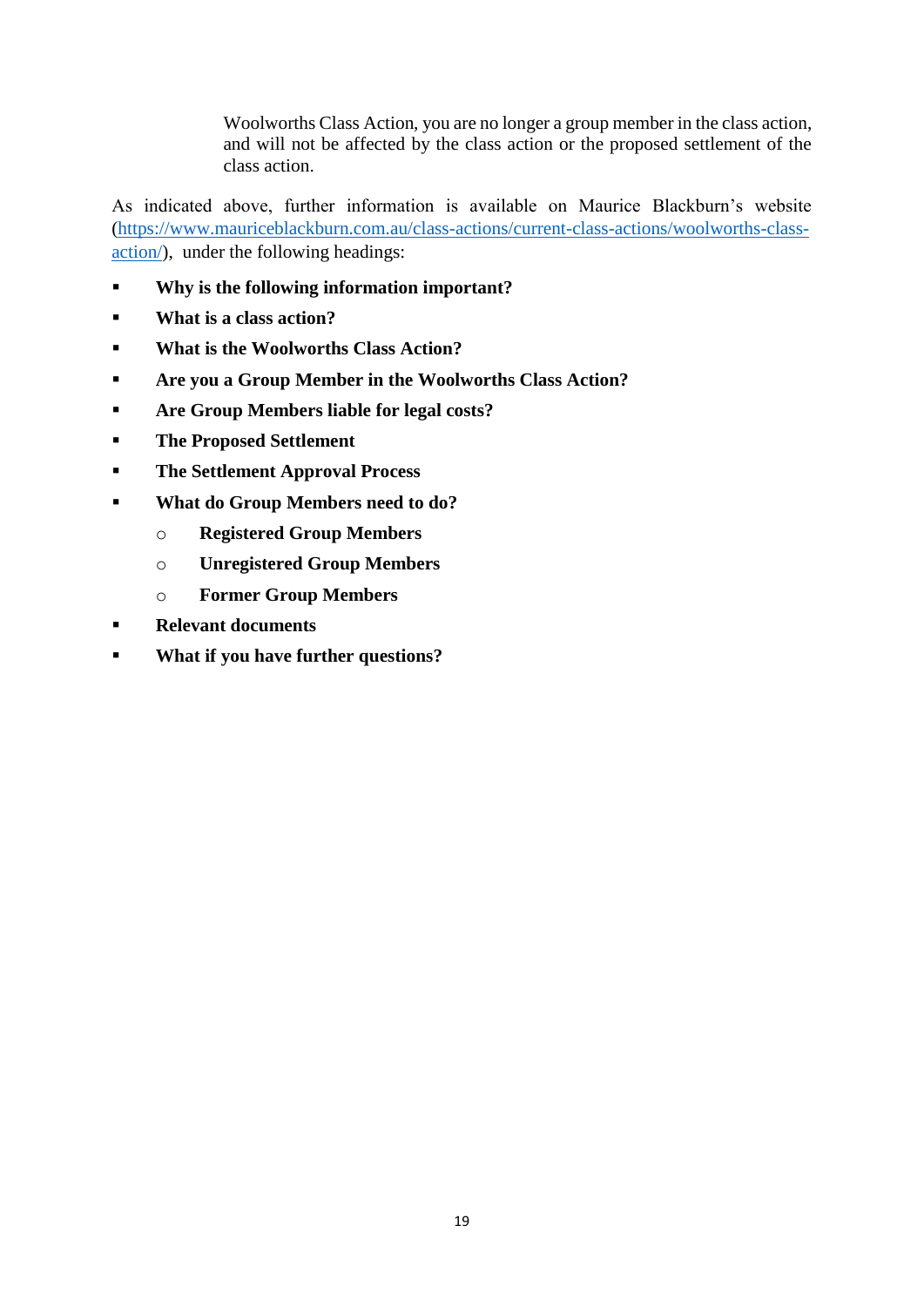Woolworths Class Action, you are no longer a group member in the class action, and will not be affected by the class action or the proposed settlement of the class action.

As indicated above, further information is available on Maurice Blackburn's website ([https://www.mauriceblackburn.com.au/class-actions/current-class-actions/woolworths-class-action/](https://www.mauriceblackburn.com.au/class-actions/current-class-actions/woolworths-class-action/)), under the following headings:

- **Why is the following information important?**
- **What is a class action?**
- **What is the Woolworths Class Action?**
- **Are you a Group Member in the Woolworths Class Action?**
- **Are Group Members liable for legal costs?**
- **The Proposed Settlement**
- **The Settlement Approval Process**
- **What do Group Members need to do?**
  - **Registered Group Members**
  - **Unregistered Group Members**
  - **Former Group Members**
- **Relevant documents**
- **What if you have further questions?**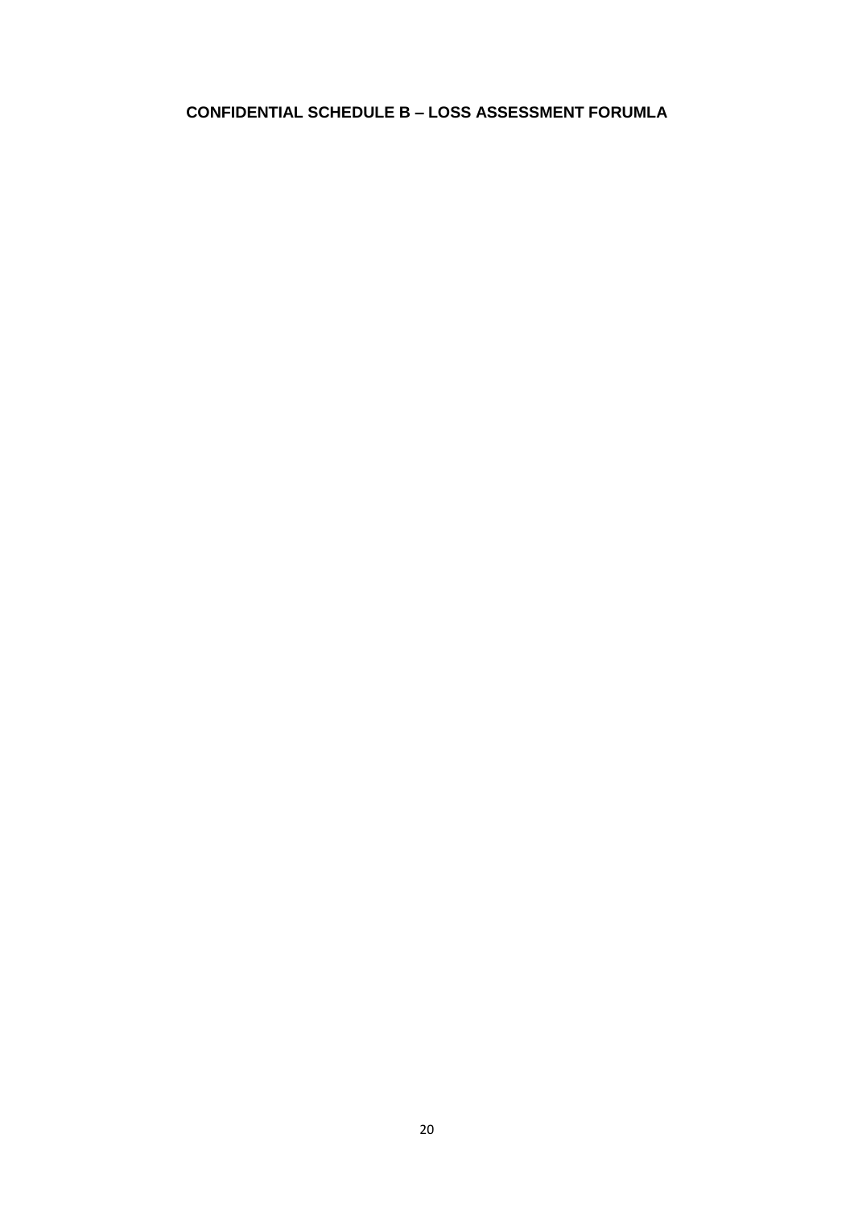**CONFIDENTIAL SCHEDULE B – LOSS ASSESSMENT FORUMLA**